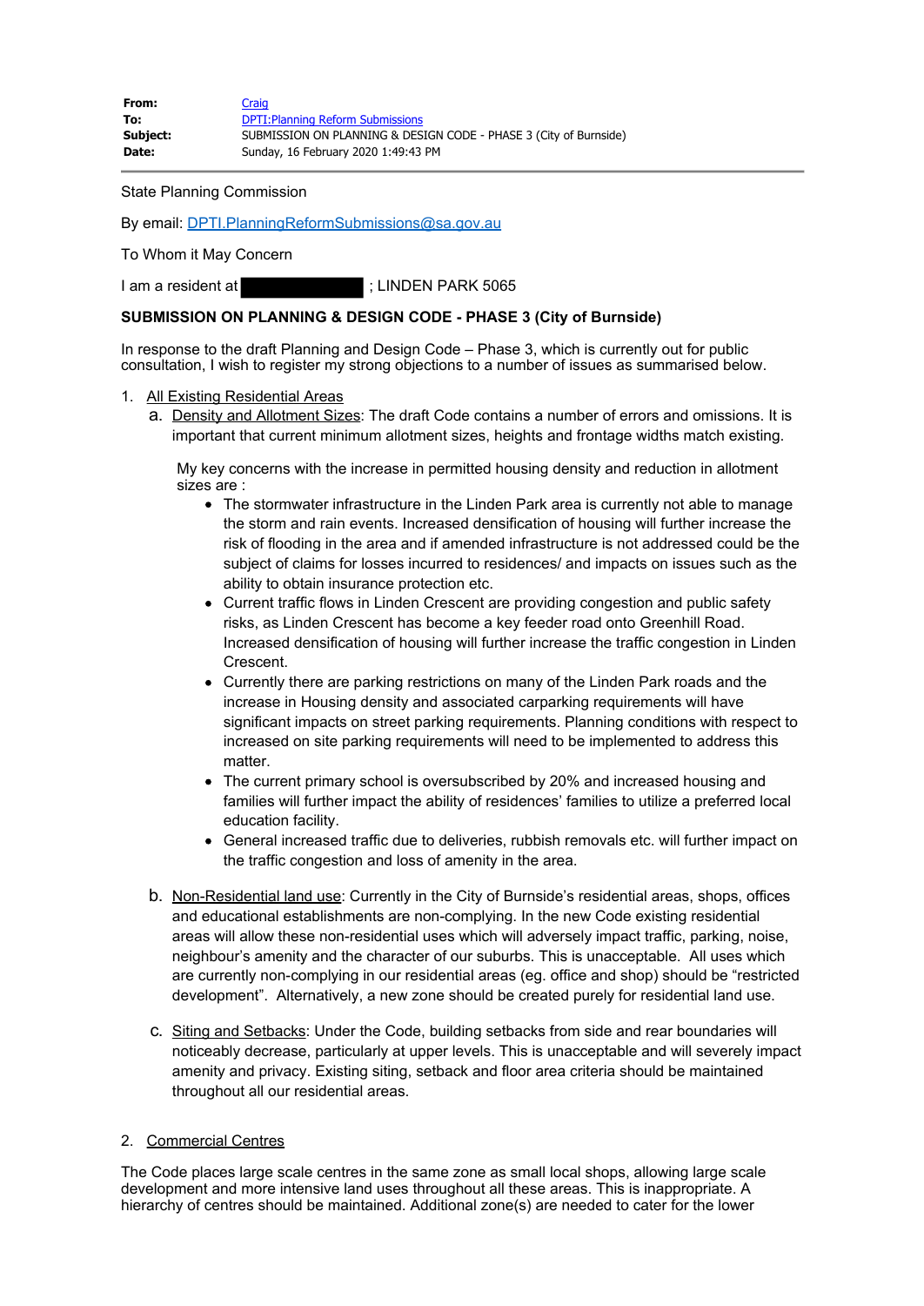**From:** [Craig](#)
**To:** [DPTI:Planning Reform Submissions](#)
**Subject:** SUBMISSION ON PLANNING & DESIGN CODE - PHASE 3 (City of Burnside)
**Date:** Sunday, 16 February 2020 1:49:43 PM

---

State Planning Commission

By email: DPTI.PlanningReformSubmissions@sa.gov.au

To Whom it May Concern

I am a resident at ████████ ; LINDEN PARK 5065

**SUBMISSION ON PLANNING & DESIGN CODE - PHASE 3 (City of Burnside)**

In response to the draft Planning and Design Code – Phase 3, which is currently out for public consultation, I wish to register my strong objections to a number of issues as summarised below.

1. All Existing Residential Areas
   a. Density and Allotment Sizes: The draft Code contains a number of errors and omissions. It is important that current minimum allotment sizes, heights and frontage widths match existing.

      My key concerns with the increase in permitted housing density and reduction in allotment sizes are :
      - The stormwater infrastructure in the Linden Park area is currently not able to manage the storm and rain events. Increased densification of housing will further increase the risk of flooding in the area and if amended infrastructure is not addressed could be the subject of claims for losses incurred to residences/ and impacts on issues such as the ability to obtain insurance protection etc.
      - Current traffic flows in Linden Crescent are providing congestion and public safety risks, as Linden Crescent has become a key feeder road onto Greenhill Road. Increased densification of housing will further increase the traffic congestion in Linden Crescent.
      - Currently there are parking restrictions on many of the Linden Park roads and the increase in Housing density and associated carparking requirements will have significant impacts on street parking requirements. Planning conditions with respect to increased on site parking requirements will need to be implemented to address this matter.
      - The current primary school is oversubscribed by 20% and increased housing and families will further impact the ability of residences' families to utilize a preferred local education facility.
      - General increased traffic due to deliveries, rubbish removals etc. will further impact on the traffic congestion and loss of amenity in the area.

   b. Non-Residential land use: Currently in the City of Burnside's residential areas, shops, offices and educational establishments are non-complying. In the new Code existing residential areas will allow these non-residential uses which will adversely impact traffic, parking, noise, neighbour's amenity and the character of our suburbs. This is unacceptable. All uses which are currently non-complying in our residential areas (eg. office and shop) should be "restricted development". Alternatively, a new zone should be created purely for residential land use.

   c. Siting and Setbacks: Under the Code, building setbacks from side and rear boundaries will noticeably decrease, particularly at upper levels. This is unacceptable and will severely impact amenity and privacy. Existing siting, setback and floor area criteria should be maintained throughout all our residential areas.

2. Commercial Centres

The Code places large scale centres in the same zone as small local shops, allowing large scale development and more intensive land uses throughout all these areas. This is inappropriate. A hierarchy of centres should be maintained. Additional zone(s) are needed to cater for the lower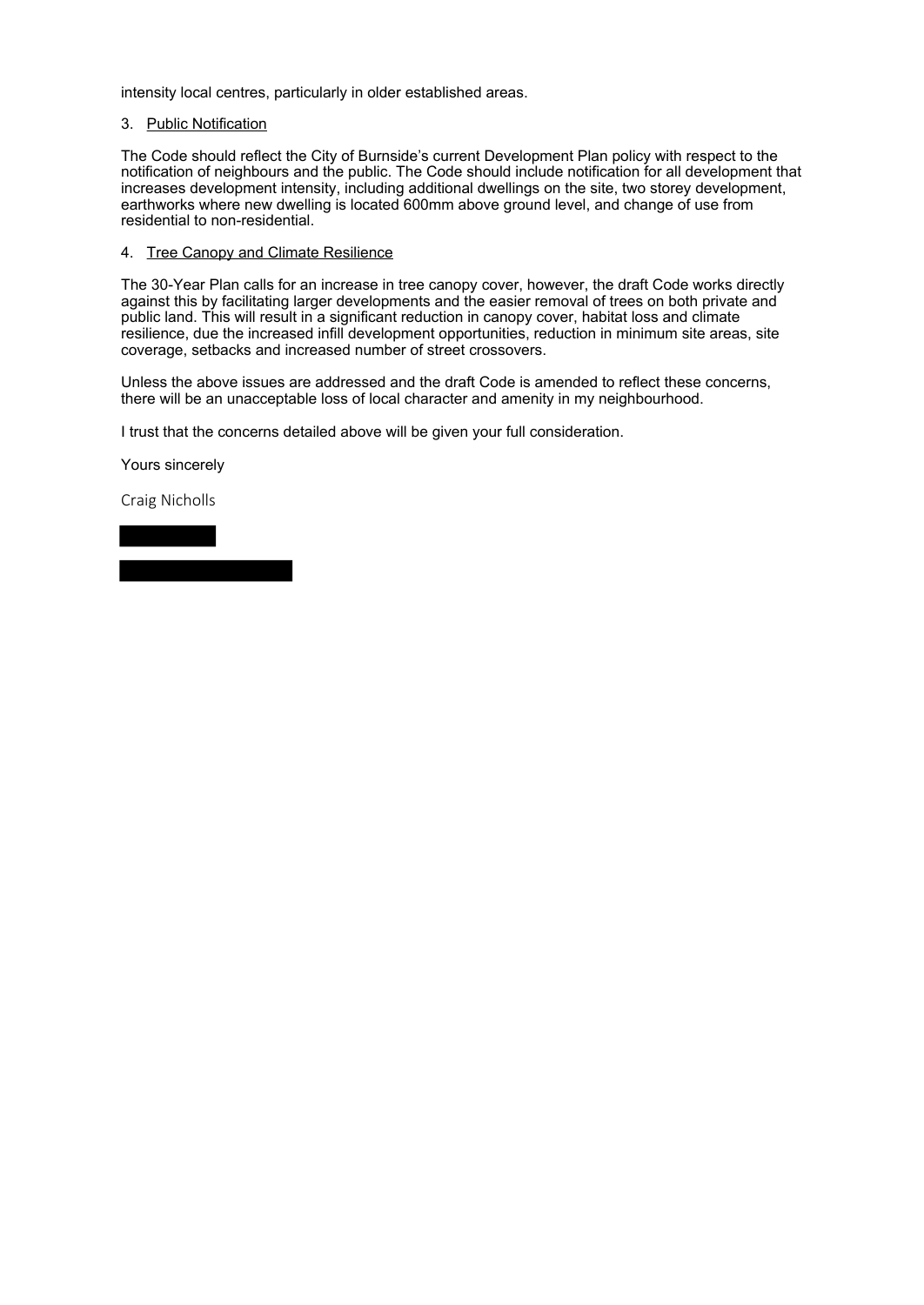intensity local centres, particularly in older established areas.

3. Public Notification

The Code should reflect the City of Burnside's current Development Plan policy with respect to the notification of neighbours and the public. The Code should include notification for all development that increases development intensity, including additional dwellings on the site, two storey development, earthworks where new dwelling is located 600mm above ground level, and change of use from residential to non-residential.

4. Tree Canopy and Climate Resilience

The 30-Year Plan calls for an increase in tree canopy cover, however, the draft Code works directly against this by facilitating larger developments and the easier removal of trees on both private and public land. This will result in a significant reduction in canopy cover, habitat loss and climate resilience, due the increased infill development opportunities, reduction in minimum site areas, site coverage, setbacks and increased number of street crossovers.

Unless the above issues are addressed and the draft Code is amended to reflect these concerns, there will be an unacceptable loss of local character and amenity in my neighbourhood.

I trust that the concerns detailed above will be given your full consideration.

Yours sincerely

Craig Nicholls